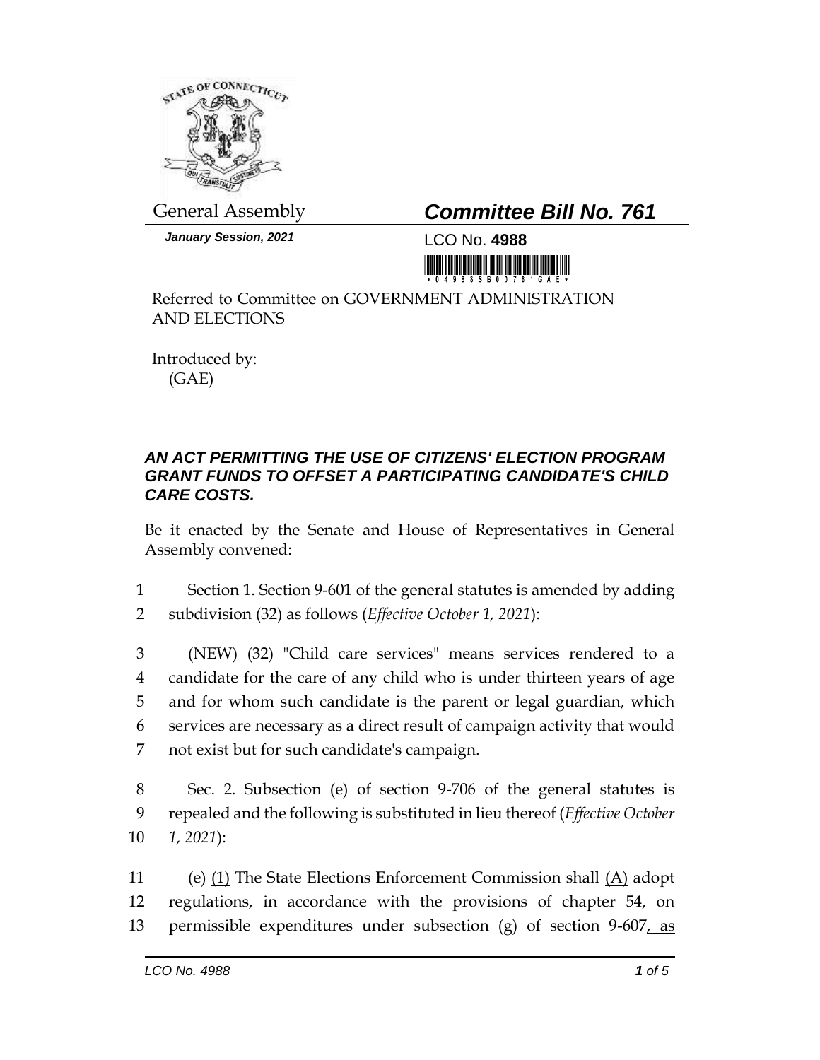General Assembly

***Committee Bill No. 761***

***January Session, 2021***

LCO No. **4988**

Referred to Committee on GOVERNMENT ADMINISTRATION AND ELECTIONS

Introduced by:
(GAE)

***AN ACT PERMITTING THE USE OF CITIZENS' ELECTION PROGRAM GRANT FUNDS TO OFFSET A PARTICIPATING CANDIDATE'S CHILD CARE COSTS.***

Be it enacted by the Senate and House of Representatives in General Assembly convened:

1 Section 1. Section 9-601 of the general statutes is amended by adding
2 subdivision (32) as follows (*Effective October 1, 2021*):

3 (NEW) (32) "Child care services" means services rendered to a
4 candidate for the care of any child who is under thirteen years of age
5 and for whom such candidate is the parent or legal guardian, which
6 services are necessary as a direct result of campaign activity that would
7 not exist but for such candidate's campaign.

8 Sec. 2. Subsection (e) of section 9-706 of the general statutes is
9 repealed and the following is substituted in lieu thereof (*Effective October*
10 *1, 2021*):

11 (e) <u>(1)</u> The State Elections Enforcement Commission shall <u>(A)</u> adopt
12 regulations, in accordance with the provisions of chapter 54, on
13 permissible expenditures under subsection (g) of section 9-607<u>, as</u>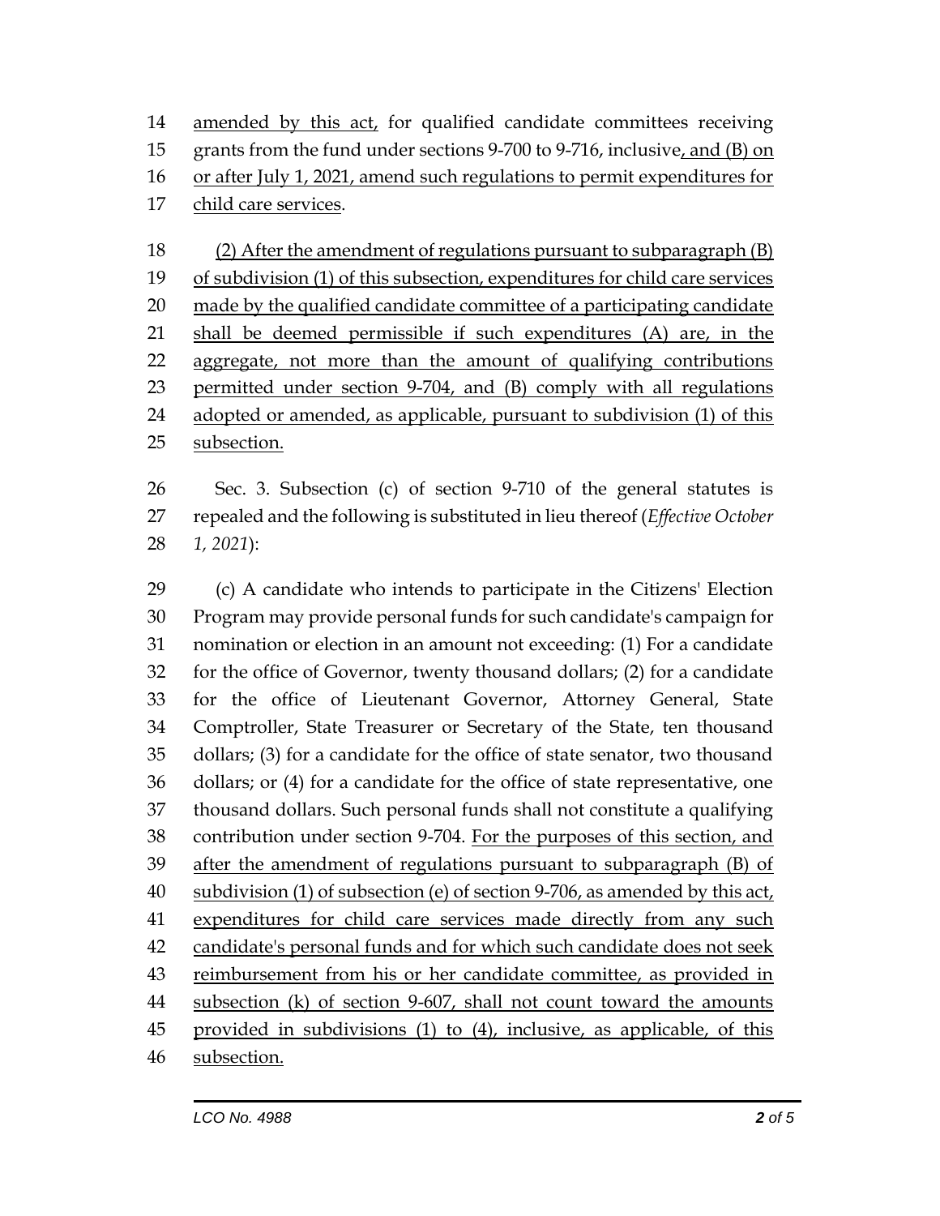amended by this act, for qualified candidate committees receiving grants from the fund under sections 9-700 to 9-716, inclusive, and (B) on or after July 1, 2021, amend such regulations to permit expenditures for child care services.

(2) After the amendment of regulations pursuant to subparagraph (B) of subdivision (1) of this subsection, expenditures for child care services made by the qualified candidate committee of a participating candidate shall be deemed permissible if such expenditures (A) are, in the aggregate, not more than the amount of qualifying contributions permitted under section 9-704, and (B) comply with all regulations adopted or amended, as applicable, pursuant to subdivision (1) of this subsection.

Sec. 3. Subsection (c) of section 9-710 of the general statutes is repealed and the following is substituted in lieu thereof (*Effective October 1, 2021*):

(c) A candidate who intends to participate in the Citizens' Election Program may provide personal funds for such candidate's campaign for nomination or election in an amount not exceeding: (1) For a candidate for the office of Governor, twenty thousand dollars; (2) for a candidate for the office of Lieutenant Governor, Attorney General, State Comptroller, State Treasurer or Secretary of the State, ten thousand dollars; (3) for a candidate for the office of state senator, two thousand dollars; or (4) for a candidate for the office of state representative, one thousand dollars. Such personal funds shall not constitute a qualifying contribution under section 9-704. For the purposes of this section, and after the amendment of regulations pursuant to subparagraph (B) of subdivision (1) of subsection (e) of section 9-706, as amended by this act, expenditures for child care services made directly from any such candidate's personal funds and for which such candidate does not seek reimbursement from his or her candidate committee, as provided in subsection (k) of section 9-607, shall not count toward the amounts provided in subdivisions (1) to (4), inclusive, as applicable, of this subsection.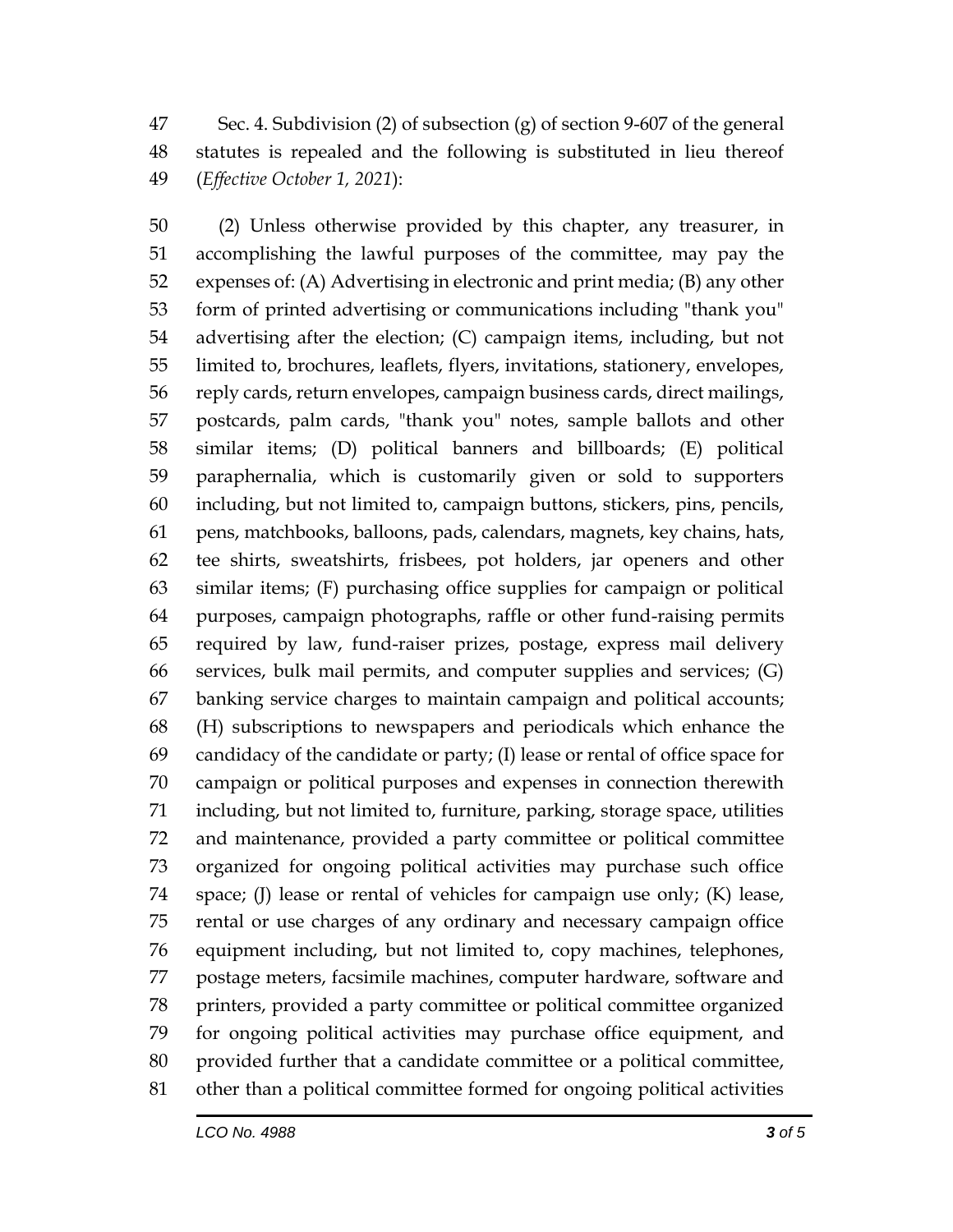Sec. 4. Subdivision (2) of subsection (g) of section 9-607 of the general statutes is repealed and the following is substituted in lieu thereof (*Effective October 1, 2021*):

(2) Unless otherwise provided by this chapter, any treasurer, in accomplishing the lawful purposes of the committee, may pay the expenses of: (A) Advertising in electronic and print media; (B) any other form of printed advertising or communications including "thank you" advertising after the election; (C) campaign items, including, but not limited to, brochures, leaflets, flyers, invitations, stationery, envelopes, reply cards, return envelopes, campaign business cards, direct mailings, postcards, palm cards, "thank you" notes, sample ballots and other similar items; (D) political banners and billboards; (E) political paraphernalia, which is customarily given or sold to supporters including, but not limited to, campaign buttons, stickers, pins, pencils, pens, matchbooks, balloons, pads, calendars, magnets, key chains, hats, tee shirts, sweatshirts, frisbees, pot holders, jar openers and other similar items; (F) purchasing office supplies for campaign or political purposes, campaign photographs, raffle or other fund-raising permits required by law, fund-raiser prizes, postage, express mail delivery services, bulk mail permits, and computer supplies and services; (G) banking service charges to maintain campaign and political accounts; (H) subscriptions to newspapers and periodicals which enhance the candidacy of the candidate or party; (I) lease or rental of office space for campaign or political purposes and expenses in connection therewith including, but not limited to, furniture, parking, storage space, utilities and maintenance, provided a party committee or political committee organized for ongoing political activities may purchase such office space; (J) lease or rental of vehicles for campaign use only; (K) lease, rental or use charges of any ordinary and necessary campaign office equipment including, but not limited to, copy machines, telephones, postage meters, facsimile machines, computer hardware, software and printers, provided a party committee or political committee organized for ongoing political activities may purchase office equipment, and provided further that a candidate committee or a political committee, other than a political committee formed for ongoing political activities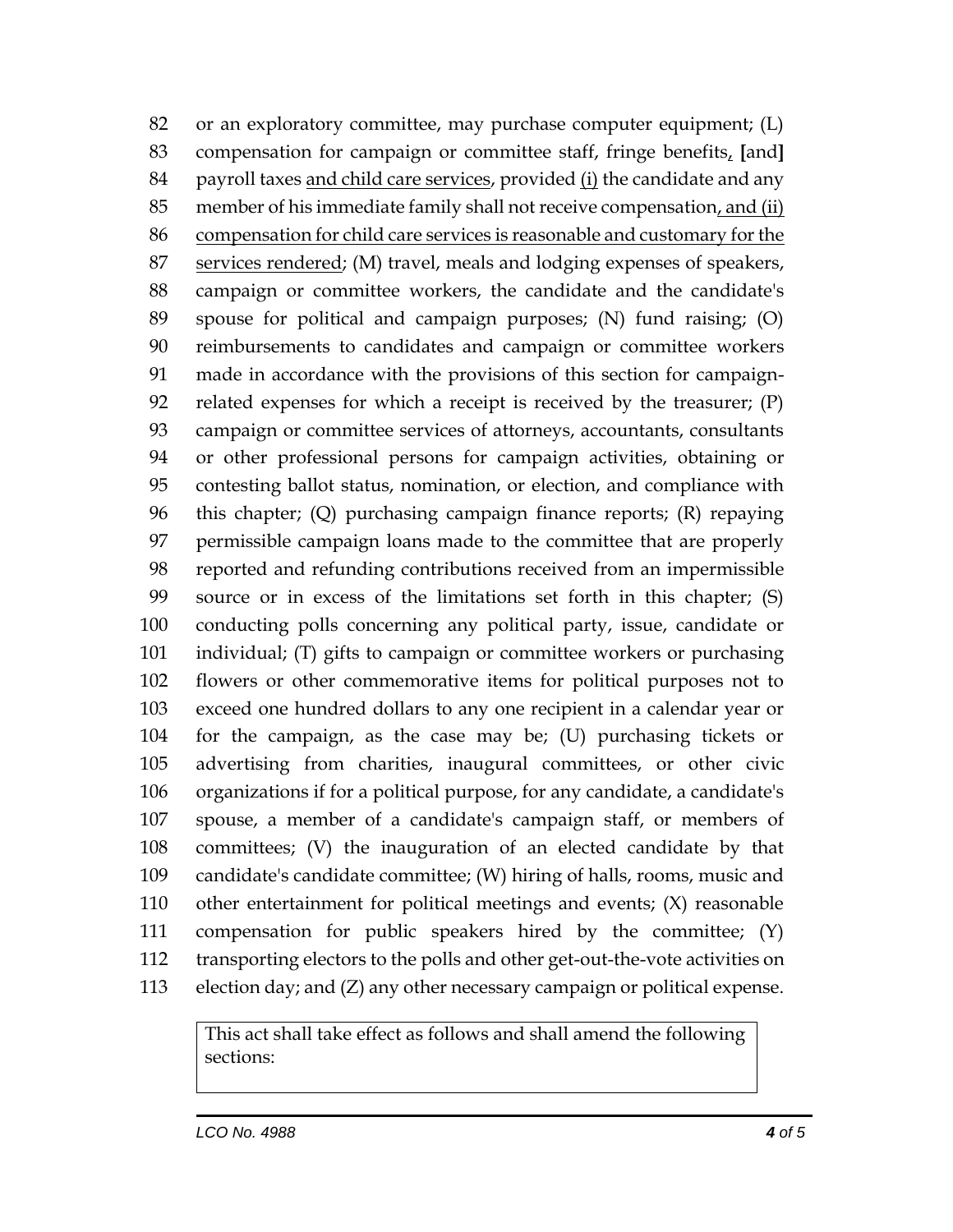82 or an exploratory committee, may purchase computer equipment; (L)
83 compensation for campaign or committee staff, fringe benefits, [and]
84 payroll taxes and child care services, provided (i) the candidate and any
85 member of his immediate family shall not receive compensation, and (ii)
86 compensation for child care services is reasonable and customary for the
87 services rendered; (M) travel, meals and lodging expenses of speakers,
88 campaign or committee workers, the candidate and the candidate's
89 spouse for political and campaign purposes; (N) fund raising; (O)
90 reimbursements to candidates and campaign or committee workers
91 made in accordance with the provisions of this section for campaign-
92 related expenses for which a receipt is received by the treasurer; (P)
93 campaign or committee services of attorneys, accountants, consultants
94 or other professional persons for campaign activities, obtaining or
95 contesting ballot status, nomination, or election, and compliance with
96 this chapter; (Q) purchasing campaign finance reports; (R) repaying
97 permissible campaign loans made to the committee that are properly
98 reported and refunding contributions received from an impermissible
99 source or in excess of the limitations set forth in this chapter; (S)
100 conducting polls concerning any political party, issue, candidate or
101 individual; (T) gifts to campaign or committee workers or purchasing
102 flowers or other commemorative items for political purposes not to
103 exceed one hundred dollars to any one recipient in a calendar year or
104 for the campaign, as the case may be; (U) purchasing tickets or
105 advertising from charities, inaugural committees, or other civic
106 organizations if for a political purpose, for any candidate, a candidate's
107 spouse, a member of a candidate's campaign staff, or members of
108 committees; (V) the inauguration of an elected candidate by that
109 candidate's candidate committee; (W) hiring of halls, rooms, music and
110 other entertainment for political meetings and events; (X) reasonable
111 compensation for public speakers hired by the committee; (Y)
112 transporting electors to the polls and other get-out-the-vote activities on
113 election day; and (Z) any other necessary campaign or political expense.

| This act shall take effect as follows and shall amend the following sections: |
|---|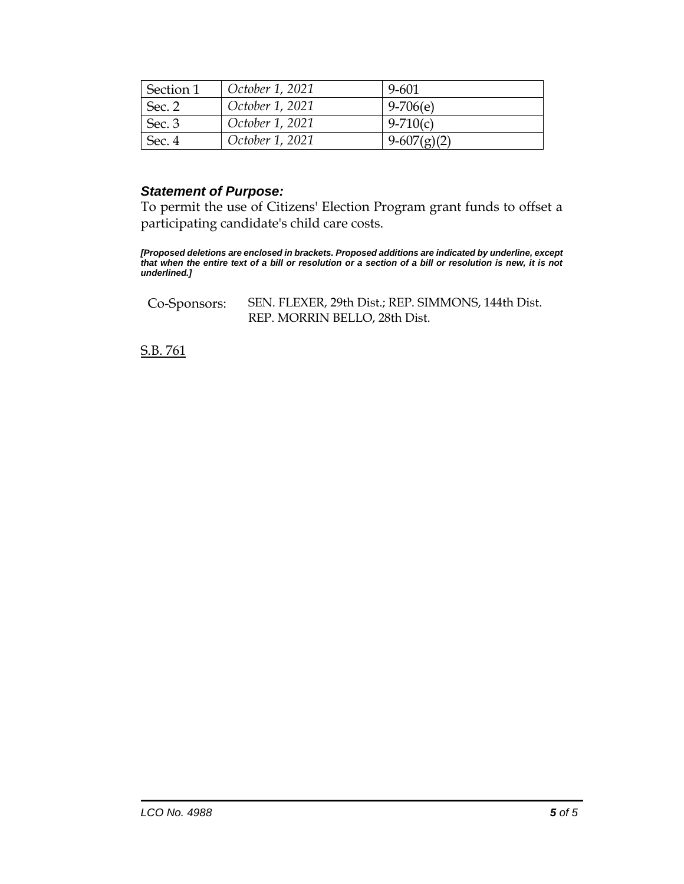| | | |
|---|---|---|
| Section 1 | *October 1, 2021* | 9-601 |
| Sec. 2 | *October 1, 2021* | 9-706(e) |
| Sec. 3 | *October 1, 2021* | 9-710(c) |
| Sec. 4 | *October 1, 2021* | 9-607(g)(2) |

***Statement of Purpose:***

To permit the use of Citizens' Election Program grant funds to offset a participating candidate's child care costs.

***[Proposed deletions are enclosed in brackets. Proposed additions are indicated by underline, except that when the entire text of a bill or resolution or a section of a bill or resolution is new, it is not underlined.]***

Co-Sponsors: SEN. FLEXER, 29th Dist.; REP. SIMMONS, 144th Dist.
REP. MORRIN BELLO, 28th Dist.

<u>S.B. 761</u>